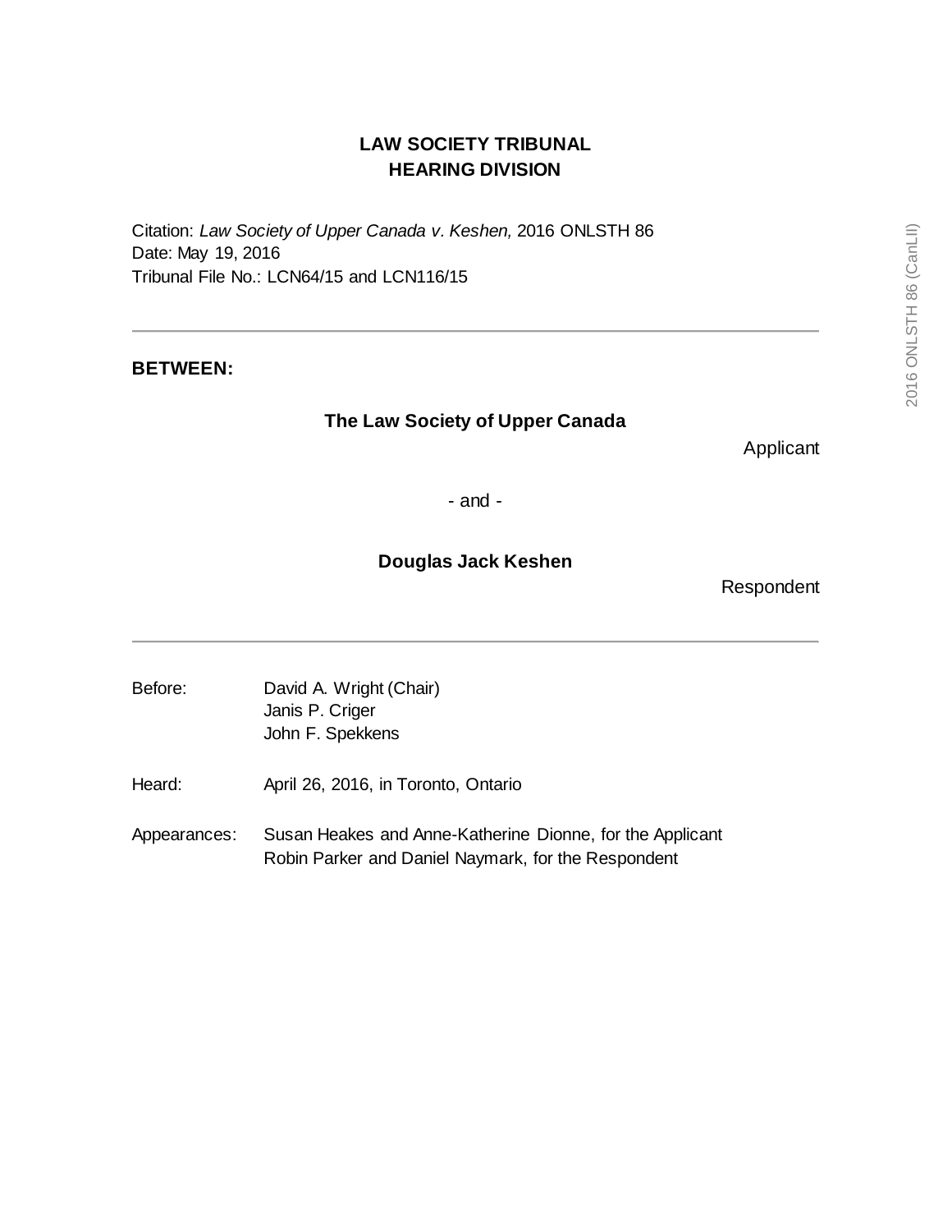**LAW SOCIETY TRIBUNAL**
**HEARING DIVISION**

Citation: *Law Society of Upper Canada v. Keshen,* 2016 ONLSTH 86
Date: May 19, 2016
Tribunal File No.: LCN64/15 and LCN116/15

---

**BETWEEN:**

**The Law Society of Upper Canada**

Applicant

- and -

**Douglas Jack Keshen**

Respondent

---

Before: David A. Wright (Chair)
Janis P. Criger
John F. Spekkens

Heard: April 26, 2016, in Toronto, Ontario

Appearances: Susan Heakes and Anne-Katherine Dionne, for the Applicant
Robin Parker and Daniel Naymark, for the Respondent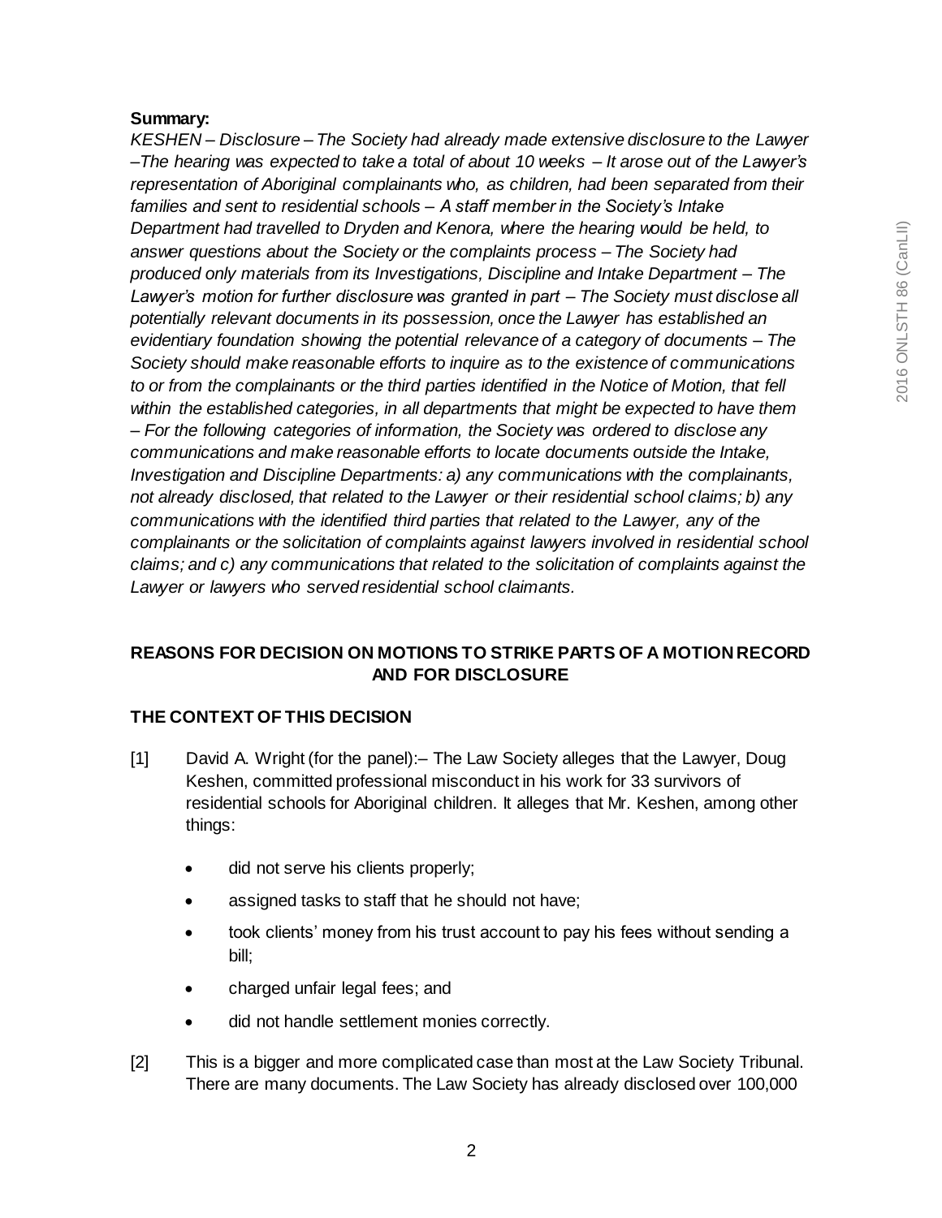**Summary:**

*KESHEN – Disclosure – The Society had already made extensive disclosure to the Lawyer –The hearing was expected to take a total of about 10 weeks – It arose out of the Lawyer's representation of Aboriginal complainants who, as children, had been separated from their families and sent to residential schools – A staff member in the Society's Intake Department had travelled to Dryden and Kenora, where the hearing would be held, to answer questions about the Society or the complaints process – The Society had produced only materials from its Investigations, Discipline and Intake Department – The Lawyer's motion for further disclosure was granted in part – The Society must disclose all potentially relevant documents in its possession, once the Lawyer has established an evidentiary foundation showing the potential relevance of a category of documents – The Society should make reasonable efforts to inquire as to the existence of communications to or from the complainants or the third parties identified in the Notice of Motion, that fell within the established categories, in all departments that might be expected to have them – For the following categories of information, the Society was ordered to disclose any communications and make reasonable efforts to locate documents outside the Intake, Investigation and Discipline Departments: a) any communications with the complainants, not already disclosed, that related to the Lawyer or their residential school claims; b) any communications with the identified third parties that related to the Lawyer, any of the complainants or the solicitation of complaints against lawyers involved in residential school claims; and c) any communications that related to the solicitation of complaints against the Lawyer or lawyers who served residential school claimants.*

## REASONS FOR DECISION ON MOTIONS TO STRIKE PARTS OF A MOTION RECORD AND FOR DISCLOSURE

## THE CONTEXT OF THIS DECISION

[1] David A. Wright (for the panel):– The Law Society alleges that the Lawyer, Doug Keshen, committed professional misconduct in his work for 33 survivors of residential schools for Aboriginal children. It alleges that Mr. Keshen, among other things:

- did not serve his clients properly;
- assigned tasks to staff that he should not have;
- took clients' money from his trust account to pay his fees without sending a bill;
- charged unfair legal fees; and
- did not handle settlement monies correctly.

[2] This is a bigger and more complicated case than most at the Law Society Tribunal. There are many documents. The Law Society has already disclosed over 100,000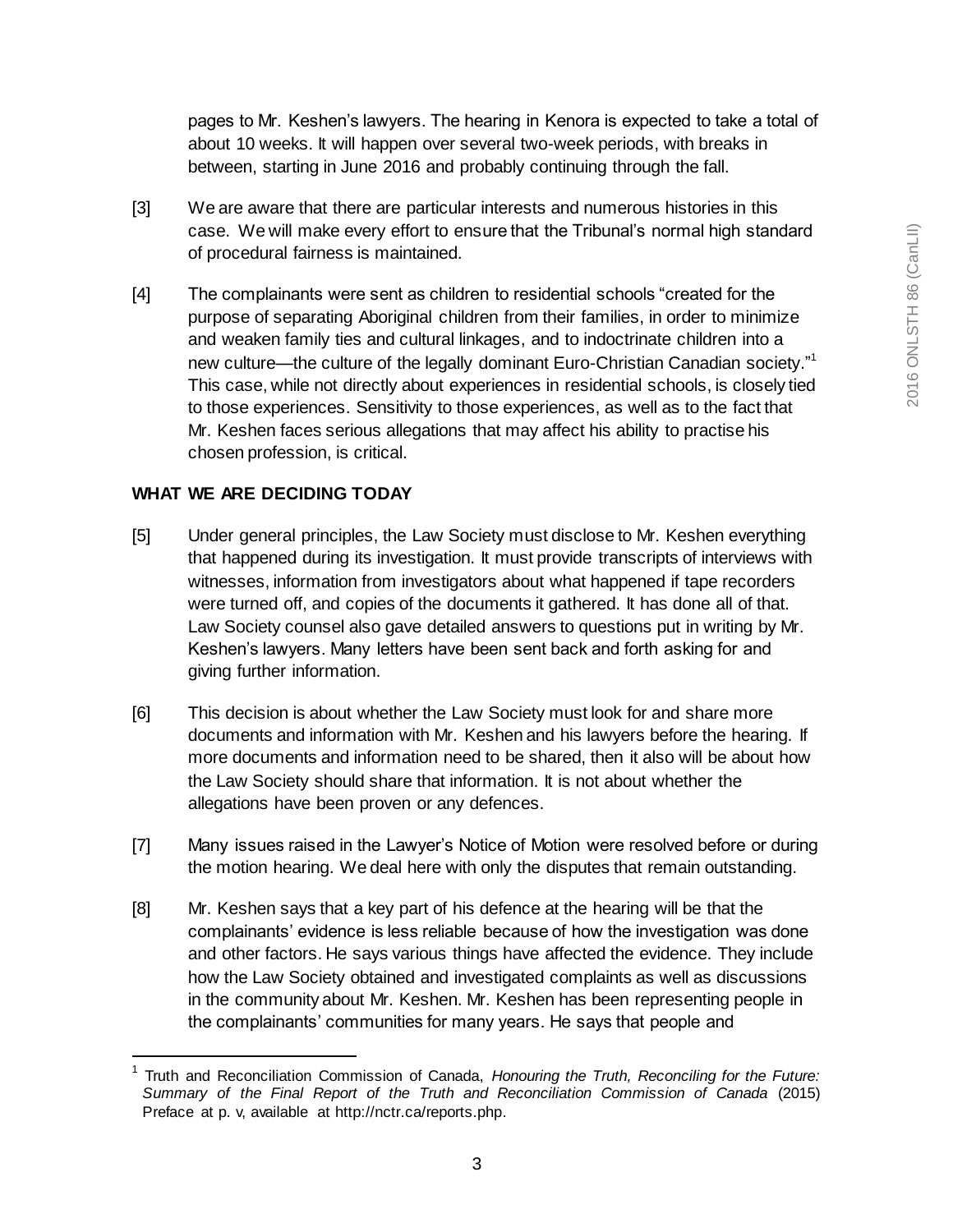pages to Mr. Keshen's lawyers. The hearing in Kenora is expected to take a total of about 10 weeks. It will happen over several two-week periods, with breaks in between, starting in June 2016 and probably continuing through the fall.

[3] We are aware that there are particular interests and numerous histories in this case. We will make every effort to ensure that the Tribunal's normal high standard of procedural fairness is maintained.

[4] The complainants were sent as children to residential schools "created for the purpose of separating Aboriginal children from their families, in order to minimize and weaken family ties and cultural linkages, and to indoctrinate children into a new culture—the culture of the legally dominant Euro-Christian Canadian society."[1] This case, while not directly about experiences in residential schools, is closely tied to those experiences. Sensitivity to those experiences, as well as to the fact that Mr. Keshen faces serious allegations that may affect his ability to practise his chosen profession, is critical.

**WHAT WE ARE DECIDING TODAY**

[5] Under general principles, the Law Society must disclose to Mr. Keshen everything that happened during its investigation. It must provide transcripts of interviews with witnesses, information from investigators about what happened if tape recorders were turned off, and copies of the documents it gathered. It has done all of that. Law Society counsel also gave detailed answers to questions put in writing by Mr. Keshen's lawyers. Many letters have been sent back and forth asking for and giving further information.

[6] This decision is about whether the Law Society must look for and share more documents and information with Mr. Keshen and his lawyers before the hearing. If more documents and information need to be shared, then it also will be about how the Law Society should share that information. It is not about whether the allegations have been proven or any defences.

[7] Many issues raised in the Lawyer's Notice of Motion were resolved before or during the motion hearing. We deal here with only the disputes that remain outstanding.

[8] Mr. Keshen says that a key part of his defence at the hearing will be that the complainants' evidence is less reliable because of how the investigation was done and other factors. He says various things have affected the evidence. They include how the Law Society obtained and investigated complaints as well as discussions in the community about Mr. Keshen. Mr. Keshen has been representing people in the complainants' communities for many years. He says that people and

---

[1] Truth and Reconciliation Commission of Canada, *Honouring the Truth, Reconciling for the Future: Summary of the Final Report of the Truth and Reconciliation Commission of Canada* (2015) Preface at p. v, available at http://nctr.ca/reports.php.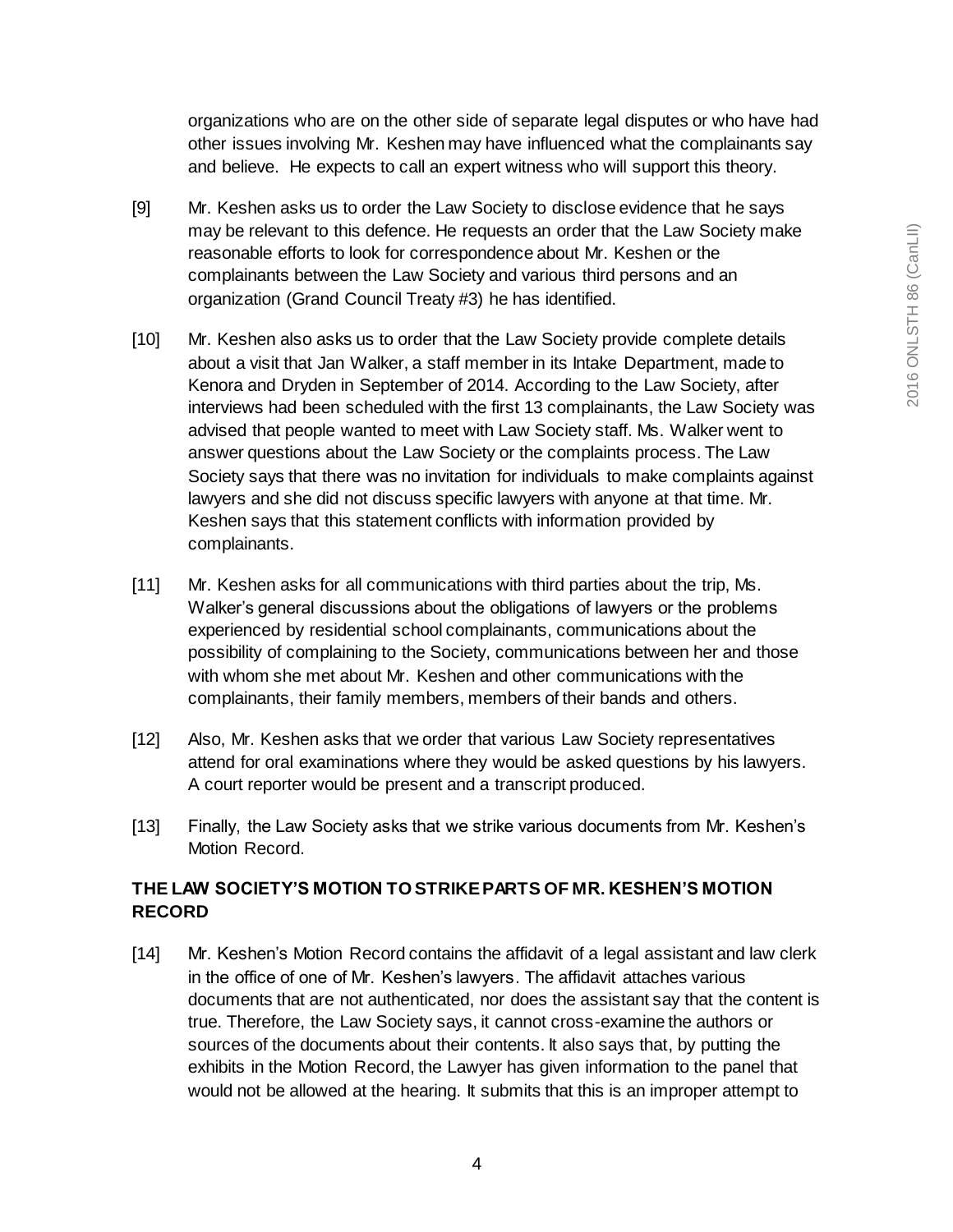organizations who are on the other side of separate legal disputes or who have had other issues involving Mr. Keshen may have influenced what the complainants say and believe. He expects to call an expert witness who will support this theory.

[9] Mr. Keshen asks us to order the Law Society to disclose evidence that he says may be relevant to this defence. He requests an order that the Law Society make reasonable efforts to look for correspondence about Mr. Keshen or the complainants between the Law Society and various third persons and an organization (Grand Council Treaty #3) he has identified.

[10] Mr. Keshen also asks us to order that the Law Society provide complete details about a visit that Jan Walker, a staff member in its Intake Department, made to Kenora and Dryden in September of 2014. According to the Law Society, after interviews had been scheduled with the first 13 complainants, the Law Society was advised that people wanted to meet with Law Society staff. Ms. Walker went to answer questions about the Law Society or the complaints process. The Law Society says that there was no invitation for individuals to make complaints against lawyers and she did not discuss specific lawyers with anyone at that time. Mr. Keshen says that this statement conflicts with information provided by complainants.

[11] Mr. Keshen asks for all communications with third parties about the trip, Ms. Walker's general discussions about the obligations of lawyers or the problems experienced by residential school complainants, communications about the possibility of complaining to the Society, communications between her and those with whom she met about Mr. Keshen and other communications with the complainants, their family members, members of their bands and others.

[12] Also, Mr. Keshen asks that we order that various Law Society representatives attend for oral examinations where they would be asked questions by his lawyers. A court reporter would be present and a transcript produced.

[13] Finally, the Law Society asks that we strike various documents from Mr. Keshen's Motion Record.

## THE LAW SOCIETY'S MOTION TO STRIKE PARTS OF MR. KESHEN'S MOTION RECORD

[14] Mr. Keshen's Motion Record contains the affidavit of a legal assistant and law clerk in the office of one of Mr. Keshen's lawyers. The affidavit attaches various documents that are not authenticated, nor does the assistant say that the content is true. Therefore, the Law Society says, it cannot cross-examine the authors or sources of the documents about their contents. It also says that, by putting the exhibits in the Motion Record, the Lawyer has given information to the panel that would not be allowed at the hearing. It submits that this is an improper attempt to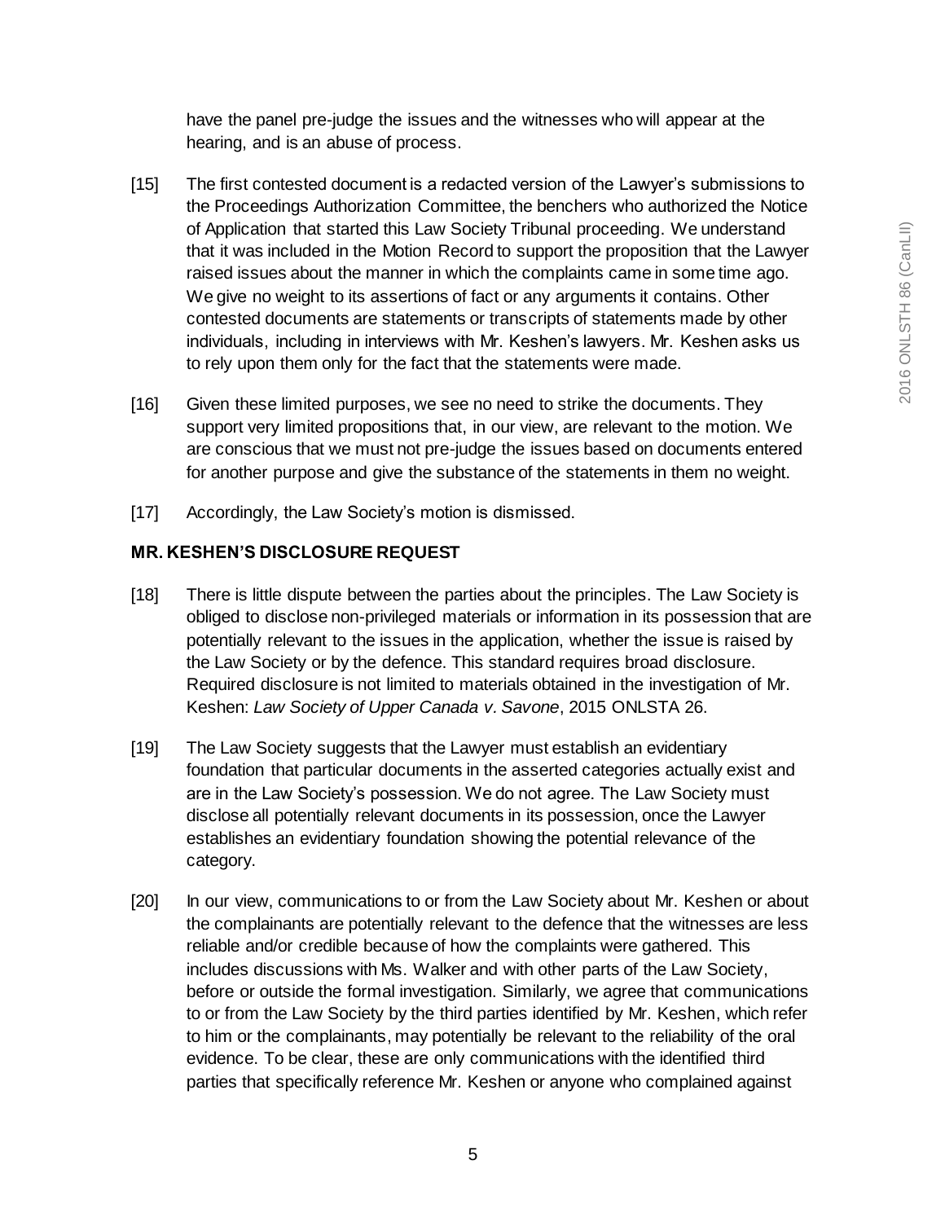have the panel pre-judge the issues and the witnesses who will appear at the hearing, and is an abuse of process.

[15] The first contested document is a redacted version of the Lawyer's submissions to the Proceedings Authorization Committee, the benchers who authorized the Notice of Application that started this Law Society Tribunal proceeding. We understand that it was included in the Motion Record to support the proposition that the Lawyer raised issues about the manner in which the complaints came in some time ago. We give no weight to its assertions of fact or any arguments it contains. Other contested documents are statements or transcripts of statements made by other individuals, including in interviews with Mr. Keshen's lawyers. Mr. Keshen asks us to rely upon them only for the fact that the statements were made.

[16] Given these limited purposes, we see no need to strike the documents. They support very limited propositions that, in our view, are relevant to the motion. We are conscious that we must not pre-judge the issues based on documents entered for another purpose and give the substance of the statements in them no weight.

[17] Accordingly, the Law Society's motion is dismissed.

## MR. KESHEN'S DISCLOSURE REQUEST

[18] There is little dispute between the parties about the principles. The Law Society is obliged to disclose non-privileged materials or information in its possession that are potentially relevant to the issues in the application, whether the issue is raised by the Law Society or by the defence. This standard requires broad disclosure. Required disclosure is not limited to materials obtained in the investigation of Mr. Keshen: *Law Society of Upper Canada v. Savone*, 2015 ONLSTA 26.

[19] The Law Society suggests that the Lawyer must establish an evidentiary foundation that particular documents in the asserted categories actually exist and are in the Law Society's possession. We do not agree. The Law Society must disclose all potentially relevant documents in its possession, once the Lawyer establishes an evidentiary foundation showing the potential relevance of the category.

[20] In our view, communications to or from the Law Society about Mr. Keshen or about the complainants are potentially relevant to the defence that the witnesses are less reliable and/or credible because of how the complaints were gathered. This includes discussions with Ms. Walker and with other parts of the Law Society, before or outside the formal investigation. Similarly, we agree that communications to or from the Law Society by the third parties identified by Mr. Keshen, which refer to him or the complainants, may potentially be relevant to the reliability of the oral evidence. To be clear, these are only communications with the identified third parties that specifically reference Mr. Keshen or anyone who complained against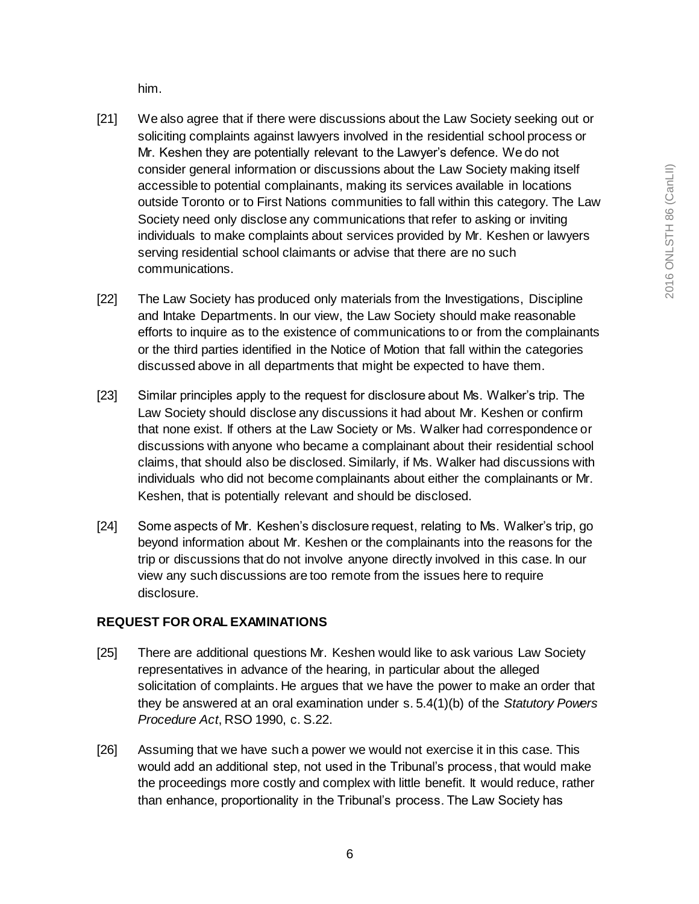him.

[21] We also agree that if there were discussions about the Law Society seeking out or soliciting complaints against lawyers involved in the residential school process or Mr. Keshen they are potentially relevant to the Lawyer's defence. We do not consider general information or discussions about the Law Society making itself accessible to potential complainants, making its services available in locations outside Toronto or to First Nations communities to fall within this category. The Law Society need only disclose any communications that refer to asking or inviting individuals to make complaints about services provided by Mr. Keshen or lawyers serving residential school claimants or advise that there are no such communications.

[22] The Law Society has produced only materials from the Investigations, Discipline and Intake Departments. In our view, the Law Society should make reasonable efforts to inquire as to the existence of communications to or from the complainants or the third parties identified in the Notice of Motion that fall within the categories discussed above in all departments that might be expected to have them.

[23] Similar principles apply to the request for disclosure about Ms. Walker's trip. The Law Society should disclose any discussions it had about Mr. Keshen or confirm that none exist. If others at the Law Society or Ms. Walker had correspondence or discussions with anyone who became a complainant about their residential school claims, that should also be disclosed. Similarly, if Ms. Walker had discussions with individuals who did not become complainants about either the complainants or Mr. Keshen, that is potentially relevant and should be disclosed.

[24] Some aspects of Mr. Keshen's disclosure request, relating to Ms. Walker's trip, go beyond information about Mr. Keshen or the complainants into the reasons for the trip or discussions that do not involve anyone directly involved in this case. In our view any such discussions are too remote from the issues here to require disclosure.

**REQUEST FOR ORAL EXAMINATIONS**

[25] There are additional questions Mr. Keshen would like to ask various Law Society representatives in advance of the hearing, in particular about the alleged solicitation of complaints. He argues that we have the power to make an order that they be answered at an oral examination under s. 5.4(1)(b) of the *Statutory Powers Procedure Act*, RSO 1990, c. S.22.

[26] Assuming that we have such a power we would not exercise it in this case. This would add an additional step, not used in the Tribunal's process, that would make the proceedings more costly and complex with little benefit. It would reduce, rather than enhance, proportionality in the Tribunal's process. The Law Society has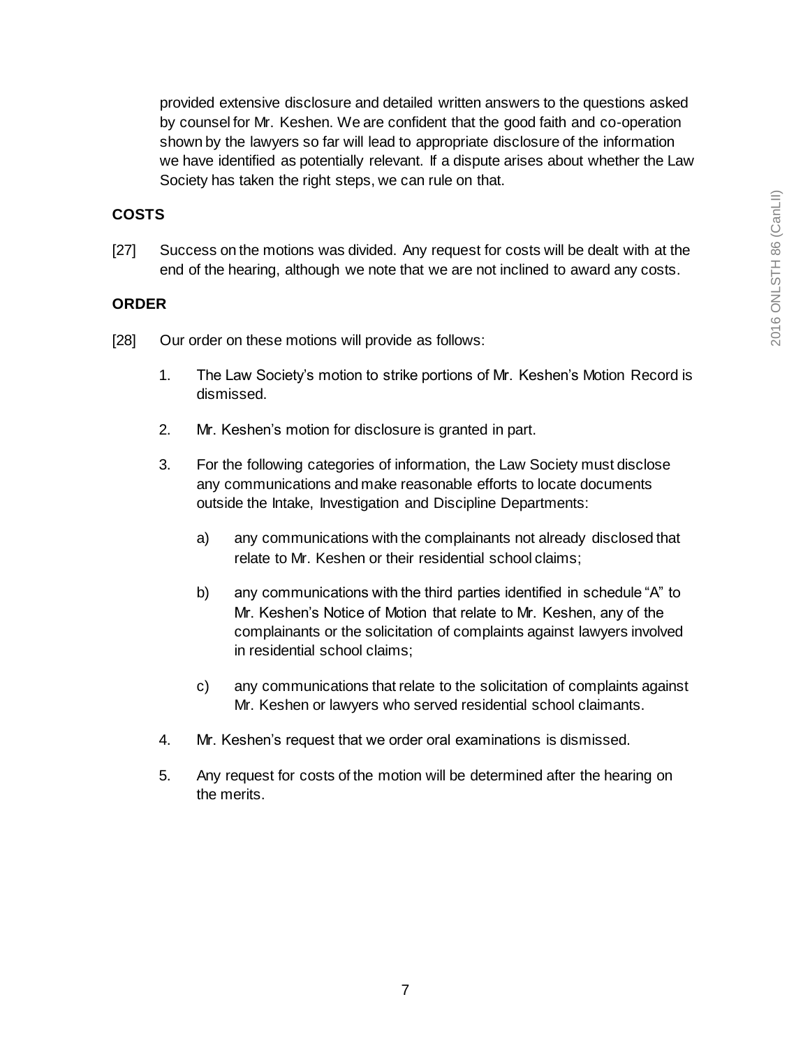provided extensive disclosure and detailed written answers to the questions asked by counsel for Mr. Keshen. We are confident that the good faith and co-operation shown by the lawyers so far will lead to appropriate disclosure of the information we have identified as potentially relevant. If a dispute arises about whether the Law Society has taken the right steps, we can rule on that.

## COSTS

[27] Success on the motions was divided. Any request for costs will be dealt with at the end of the hearing, although we note that we are not inclined to award any costs.

## ORDER

[28] Our order on these motions will provide as follows:

1. The Law Society's motion to strike portions of Mr. Keshen's Motion Record is dismissed.
2. Mr. Keshen's motion for disclosure is granted in part.
3. For the following categories of information, the Law Society must disclose any communications and make reasonable efforts to locate documents outside the Intake, Investigation and Discipline Departments:
    a) any communications with the complainants not already disclosed that relate to Mr. Keshen or their residential school claims;
    b) any communications with the third parties identified in schedule "A" to Mr. Keshen's Notice of Motion that relate to Mr. Keshen, any of the complainants or the solicitation of complaints against lawyers involved in residential school claims;
    c) any communications that relate to the solicitation of complaints against Mr. Keshen or lawyers who served residential school claimants.
4. Mr. Keshen's request that we order oral examinations is dismissed.
5. Any request for costs of the motion will be determined after the hearing on the merits.